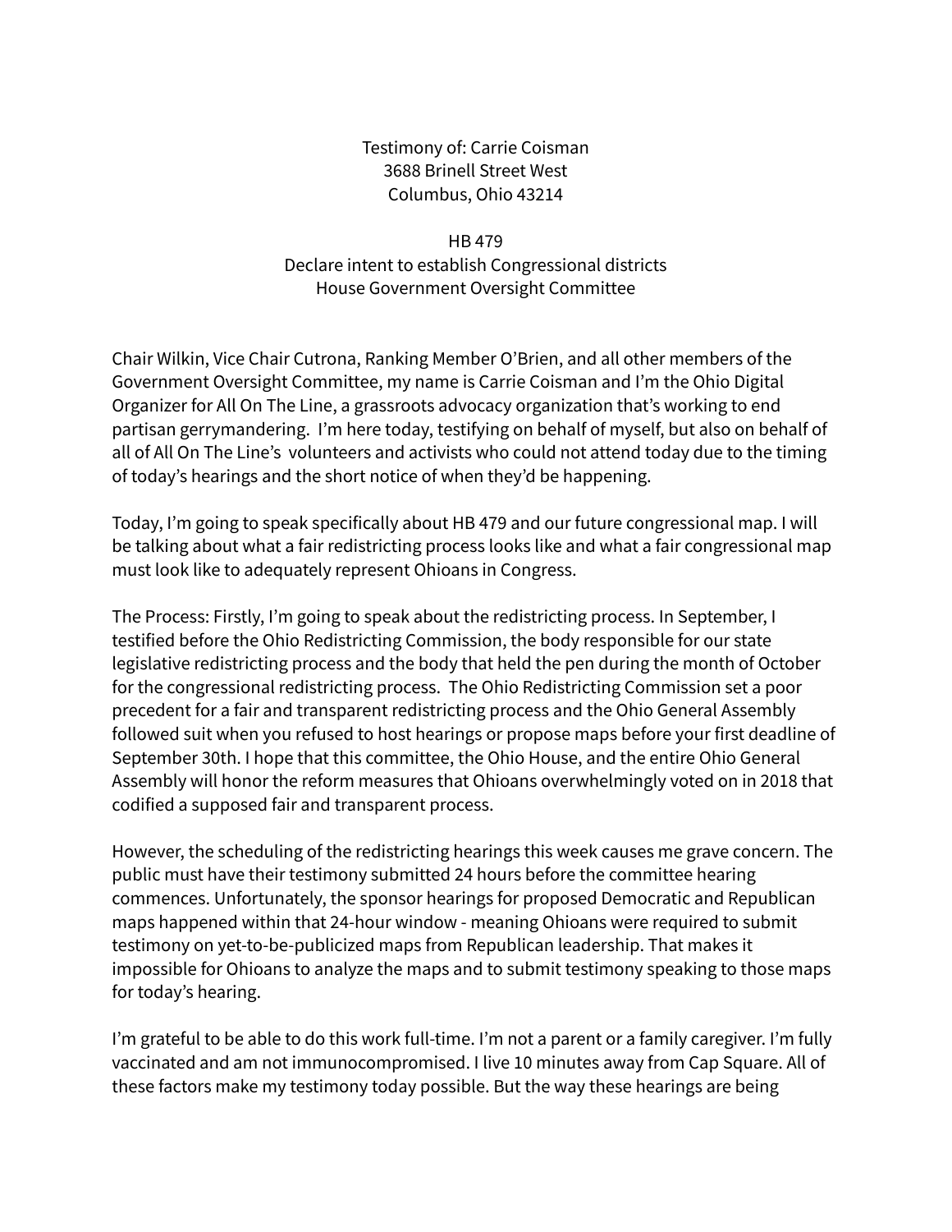Testimony of: Carrie Coisman
3688 Brinell Street West
Columbus, Ohio 43214

HB 479
Declare intent to establish Congressional districts
House Government Oversight Committee

Chair Wilkin, Vice Chair Cutrona, Ranking Member O'Brien, and all other members of the Government Oversight Committee, my name is Carrie Coisman and I'm the Ohio Digital Organizer for All On The Line, a grassroots advocacy organization that's working to end partisan gerrymandering. I'm here today, testifying on behalf of myself, but also on behalf of all of All On The Line's volunteers and activists who could not attend today due to the timing of today's hearings and the short notice of when they'd be happening.

Today, I'm going to speak specifically about HB 479 and our future congressional map. I will be talking about what a fair redistricting process looks like and what a fair congressional map must look like to adequately represent Ohioans in Congress.

The Process: Firstly, I'm going to speak about the redistricting process. In September, I testified before the Ohio Redistricting Commission, the body responsible for our state legislative redistricting process and the body that held the pen during the month of October for the congressional redistricting process. The Ohio Redistricting Commission set a poor precedent for a fair and transparent redistricting process and the Ohio General Assembly followed suit when you refused to host hearings or propose maps before your first deadline of September 30th. I hope that this committee, the Ohio House, and the entire Ohio General Assembly will honor the reform measures that Ohioans overwhelmingly voted on in 2018 that codified a supposed fair and transparent process.

However, the scheduling of the redistricting hearings this week causes me grave concern. The public must have their testimony submitted 24 hours before the committee hearing commences. Unfortunately, the sponsor hearings for proposed Democratic and Republican maps happened within that 24-hour window - meaning Ohioans were required to submit testimony on yet-to-be-publicized maps from Republican leadership. That makes it impossible for Ohioans to analyze the maps and to submit testimony speaking to those maps for today's hearing.

I'm grateful to be able to do this work full-time. I'm not a parent or a family caregiver. I'm fully vaccinated and am not immunocompromised. I live 10 minutes away from Cap Square. All of these factors make my testimony today possible. But the way these hearings are being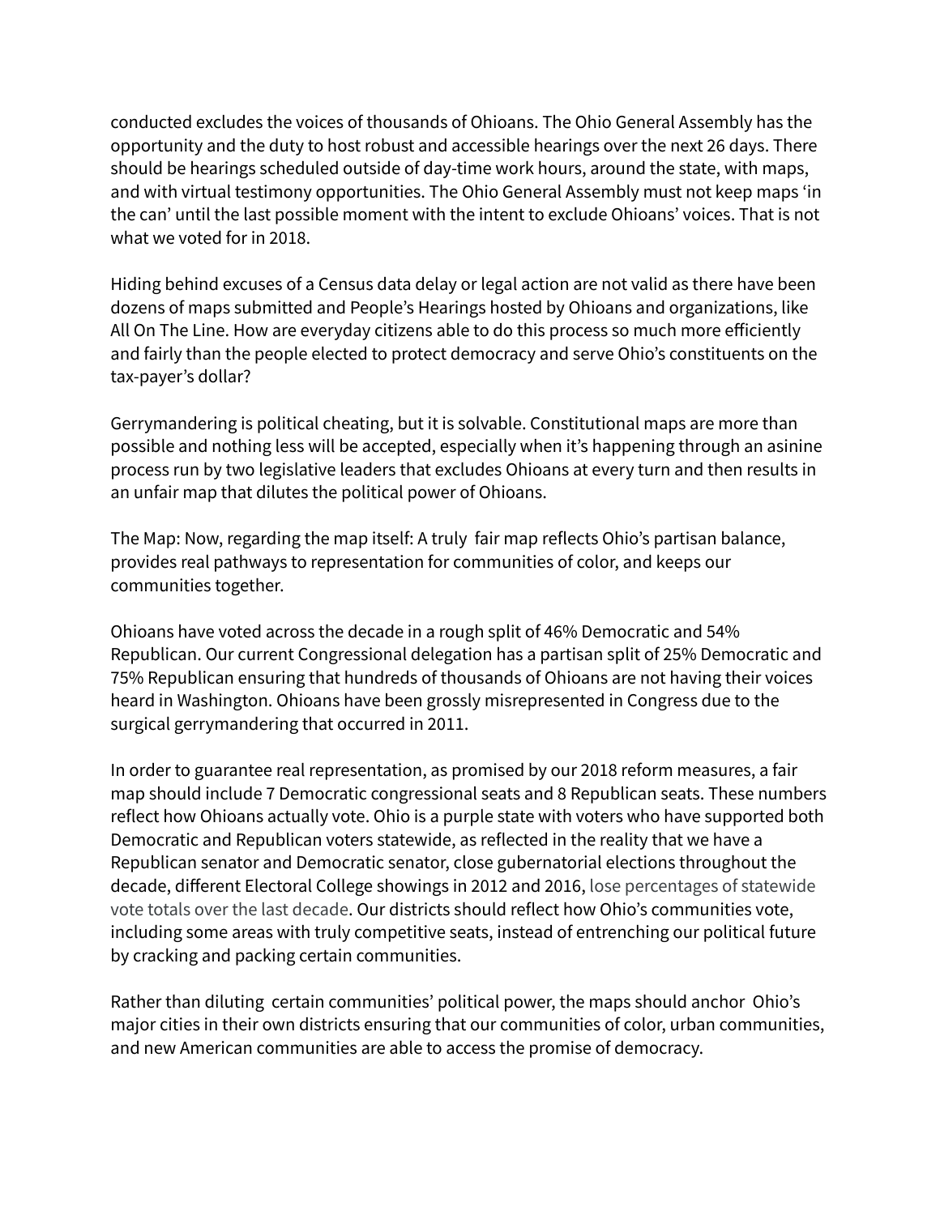conducted excludes the voices of thousands of Ohioans. The Ohio General Assembly has the opportunity and the duty to host robust and accessible hearings over the next 26 days. There should be hearings scheduled outside of day-time work hours, around the state, with maps, and with virtual testimony opportunities. The Ohio General Assembly must not keep maps 'in the can' until the last possible moment with the intent to exclude Ohioans' voices. That is not what we voted for in 2018.

Hiding behind excuses of a Census data delay or legal action are not valid as there have been dozens of maps submitted and People's Hearings hosted by Ohioans and organizations, like All On The Line. How are everyday citizens able to do this process so much more efficiently and fairly than the people elected to protect democracy and serve Ohio's constituents on the tax-payer's dollar?

Gerrymandering is political cheating, but it is solvable. Constitutional maps are more than possible and nothing less will be accepted, especially when it's happening through an asinine process run by two legislative leaders that excludes Ohioans at every turn and then results in an unfair map that dilutes the political power of Ohioans.

The Map: Now, regarding the map itself: A truly fair map reflects Ohio's partisan balance, provides real pathways to representation for communities of color, and keeps our communities together.

Ohioans have voted across the decade in a rough split of 46% Democratic and 54% Republican. Our current Congressional delegation has a partisan split of 25% Democratic and 75% Republican ensuring that hundreds of thousands of Ohioans are not having their voices heard in Washington. Ohioans have been grossly misrepresented in Congress due to the surgical gerrymandering that occurred in 2011.

In order to guarantee real representation, as promised by our 2018 reform measures, a fair map should include 7 Democratic congressional seats and 8 Republican seats. These numbers reflect how Ohioans actually vote. Ohio is a purple state with voters who have supported both Democratic and Republican voters statewide, as reflected in the reality that we have a Republican senator and Democratic senator, close gubernatorial elections throughout the decade, different Electoral College showings in 2012 and 2016, lose percentages of statewide vote totals over the last decade. Our districts should reflect how Ohio's communities vote, including some areas with truly competitive seats, instead of entrenching our political future by cracking and packing certain communities.

Rather than diluting certain communities' political power, the maps should anchor Ohio's major cities in their own districts ensuring that our communities of color, urban communities, and new American communities are able to access the promise of democracy.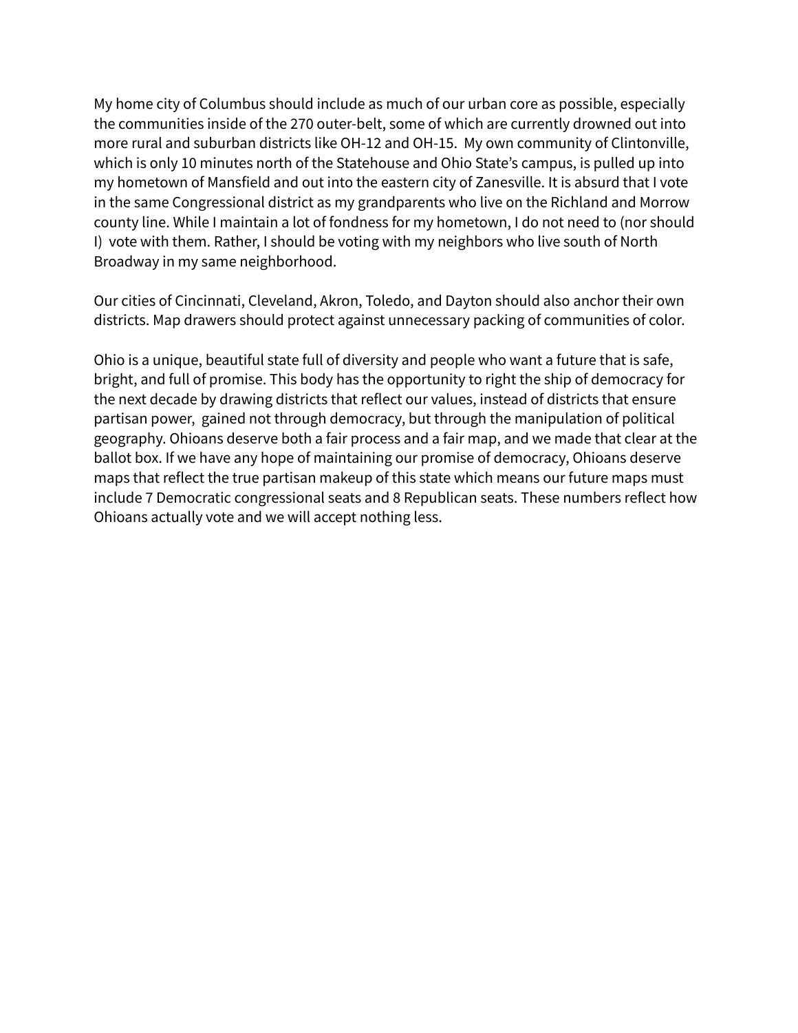My home city of Columbus should include as much of our urban core as possible, especially the communities inside of the 270 outer-belt, some of which are currently drowned out into more rural and suburban districts like OH-12 and OH-15.  My own community of Clintonville, which is only 10 minutes north of the Statehouse and Ohio State's campus, is pulled up into my hometown of Mansfield and out into the eastern city of Zanesville. It is absurd that I vote in the same Congressional district as my grandparents who live on the Richland and Morrow county line. While I maintain a lot of fondness for my hometown, I do not need to (nor should I)  vote with them. Rather, I should be voting with my neighbors who live south of North Broadway in my same neighborhood.

Our cities of Cincinnati, Cleveland, Akron, Toledo, and Dayton should also anchor their own districts. Map drawers should protect against unnecessary packing of communities of color.

Ohio is a unique, beautiful state full of diversity and people who want a future that is safe, bright, and full of promise. This body has the opportunity to right the ship of democracy for the next decade by drawing districts that reflect our values, instead of districts that ensure partisan power,  gained not through democracy, but through the manipulation of political geography. Ohioans deserve both a fair process and a fair map, and we made that clear at the ballot box. If we have any hope of maintaining our promise of democracy, Ohioans deserve maps that reflect the true partisan makeup of this state which means our future maps must include 7 Democratic congressional seats and 8 Republican seats. These numbers reflect how Ohioans actually vote and we will accept nothing less.